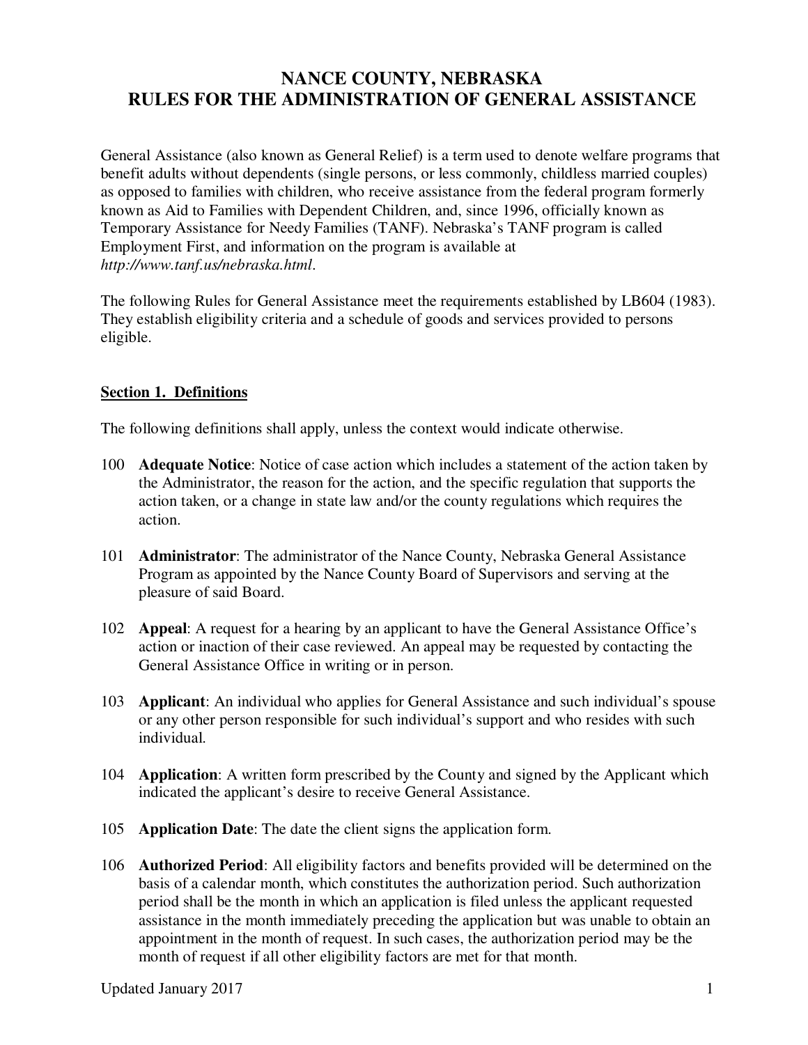# NANCE COUNTY, NEBRASKA
# RULES FOR THE ADMINISTRATION OF GENERAL ASSISTANCE

General Assistance (also known as General Relief) is a term used to denote welfare programs that benefit adults without dependents (single persons, or less commonly, childless married couples) as opposed to families with children, who receive assistance from the federal program formerly known as Aid to Families with Dependent Children, and, since 1996, officially known as Temporary Assistance for Needy Families (TANF). Nebraska's TANF program is called Employment First, and information on the program is available at *http://www.tanf.us/nebraska.html*.

The following Rules for General Assistance meet the requirements established by LB604 (1983). They establish eligibility criteria and a schedule of goods and services provided to persons eligible.

## Section 1. Definitions

The following definitions shall apply, unless the context would indicate otherwise.

100 **Adequate Notice**: Notice of case action which includes a statement of the action taken by the Administrator, the reason for the action, and the specific regulation that supports the action taken, or a change in state law and/or the county regulations which requires the action.

101 **Administrator**: The administrator of the Nance County, Nebraska General Assistance Program as appointed by the Nance County Board of Supervisors and serving at the pleasure of said Board.

102 **Appeal**: A request for a hearing by an applicant to have the General Assistance Office's action or inaction of their case reviewed. An appeal may be requested by contacting the General Assistance Office in writing or in person.

103 **Applicant**: An individual who applies for General Assistance and such individual's spouse or any other person responsible for such individual's support and who resides with such individual.

104 **Application**: A written form prescribed by the County and signed by the Applicant which indicated the applicant's desire to receive General Assistance.

105 **Application Date**: The date the client signs the application form.

106 **Authorized Period**: All eligibility factors and benefits provided will be determined on the basis of a calendar month, which constitutes the authorization period. Such authorization period shall be the month in which an application is filed unless the applicant requested assistance in the month immediately preceding the application but was unable to obtain an appointment in the month of request. In such cases, the authorization period may be the month of request if all other eligibility factors are met for that month.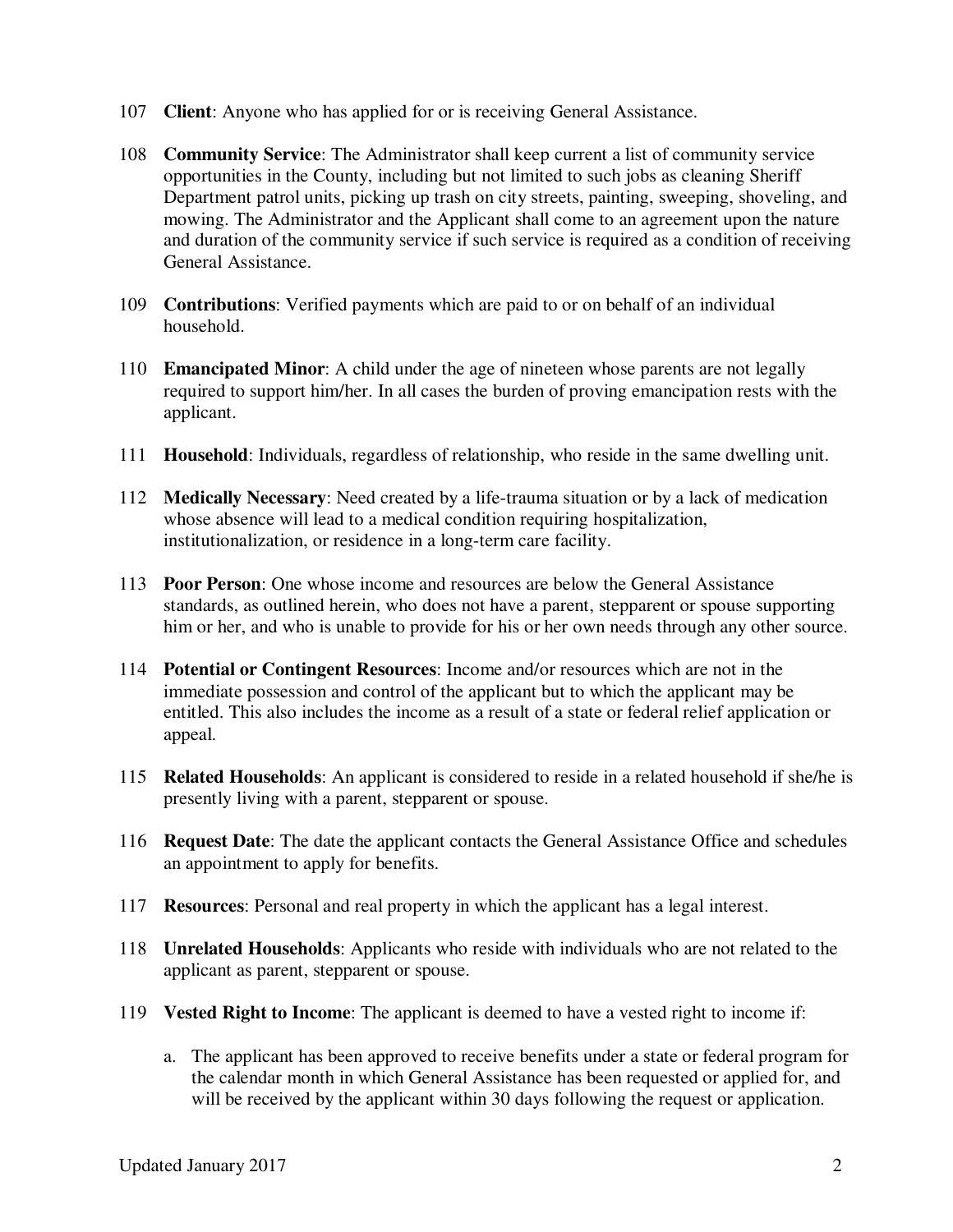107 **Client**: Anyone who has applied for or is receiving General Assistance.

108 **Community Service**: The Administrator shall keep current a list of community service opportunities in the County, including but not limited to such jobs as cleaning Sheriff Department patrol units, picking up trash on city streets, painting, sweeping, shoveling, and mowing. The Administrator and the Applicant shall come to an agreement upon the nature and duration of the community service if such service is required as a condition of receiving General Assistance.

109 **Contributions**: Verified payments which are paid to or on behalf of an individual household.

110 **Emancipated Minor**: A child under the age of nineteen whose parents are not legally required to support him/her. In all cases the burden of proving emancipation rests with the applicant.

111 **Household**: Individuals, regardless of relationship, who reside in the same dwelling unit.

112 **Medically Necessary**: Need created by a life-trauma situation or by a lack of medication whose absence will lead to a medical condition requiring hospitalization, institutionalization, or residence in a long-term care facility.

113 **Poor Person**: One whose income and resources are below the General Assistance standards, as outlined herein, who does not have a parent, stepparent or spouse supporting him or her, and who is unable to provide for his or her own needs through any other source.

114 **Potential or Contingent Resources**: Income and/or resources which are not in the immediate possession and control of the applicant but to which the applicant may be entitled. This also includes the income as a result of a state or federal relief application or appeal.

115 **Related Households**: An applicant is considered to reside in a related household if she/he is presently living with a parent, stepparent or spouse.

116 **Request Date**: The date the applicant contacts the General Assistance Office and schedules an appointment to apply for benefits.

117 **Resources**: Personal and real property in which the applicant has a legal interest.

118 **Unrelated Households**: Applicants who reside with individuals who are not related to the applicant as parent, stepparent or spouse.

119 **Vested Right to Income**: The applicant is deemed to have a vested right to income if:

a. The applicant has been approved to receive benefits under a state or federal program for the calendar month in which General Assistance has been requested or applied for, and will be received by the applicant within 30 days following the request or application.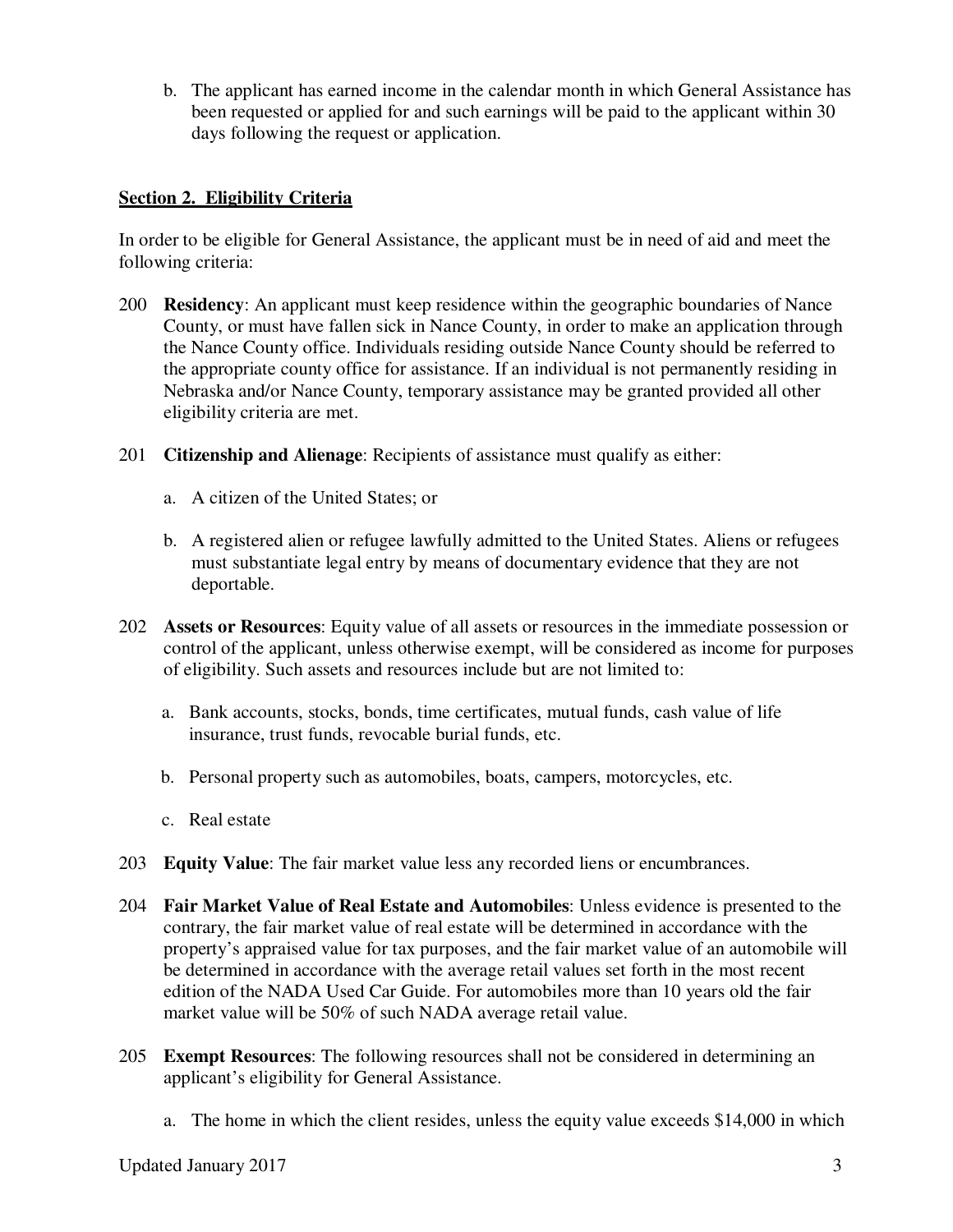b. The applicant has earned income in the calendar month in which General Assistance has been requested or applied for and such earnings will be paid to the applicant within 30 days following the request or application.

## Section 2. Eligibility Criteria

In order to be eligible for General Assistance, the applicant must be in need of aid and meet the following criteria:

200 **Residency**: An applicant must keep residence within the geographic boundaries of Nance County, or must have fallen sick in Nance County, in order to make an application through the Nance County office. Individuals residing outside Nance County should be referred to the appropriate county office for assistance. If an individual is not permanently residing in Nebraska and/or Nance County, temporary assistance may be granted provided all other eligibility criteria are met.

201 **Citizenship and Alienage**: Recipients of assistance must qualify as either:

a. A citizen of the United States; or

b. A registered alien or refugee lawfully admitted to the United States. Aliens or refugees must substantiate legal entry by means of documentary evidence that they are not deportable.

202 **Assets or Resources**: Equity value of all assets or resources in the immediate possession or control of the applicant, unless otherwise exempt, will be considered as income for purposes of eligibility. Such assets and resources include but are not limited to:

a. Bank accounts, stocks, bonds, time certificates, mutual funds, cash value of life insurance, trust funds, revocable burial funds, etc.

b. Personal property such as automobiles, boats, campers, motorcycles, etc.

c. Real estate

203 **Equity Value**: The fair market value less any recorded liens or encumbrances.

204 **Fair Market Value of Real Estate and Automobiles**: Unless evidence is presented to the contrary, the fair market value of real estate will be determined in accordance with the property's appraised value for tax purposes, and the fair market value of an automobile will be determined in accordance with the average retail values set forth in the most recent edition of the NADA Used Car Guide. For automobiles more than 10 years old the fair market value will be 50% of such NADA average retail value.

205 **Exempt Resources**: The following resources shall not be considered in determining an applicant's eligibility for General Assistance.

a. The home in which the client resides, unless the equity value exceeds $14,000 in which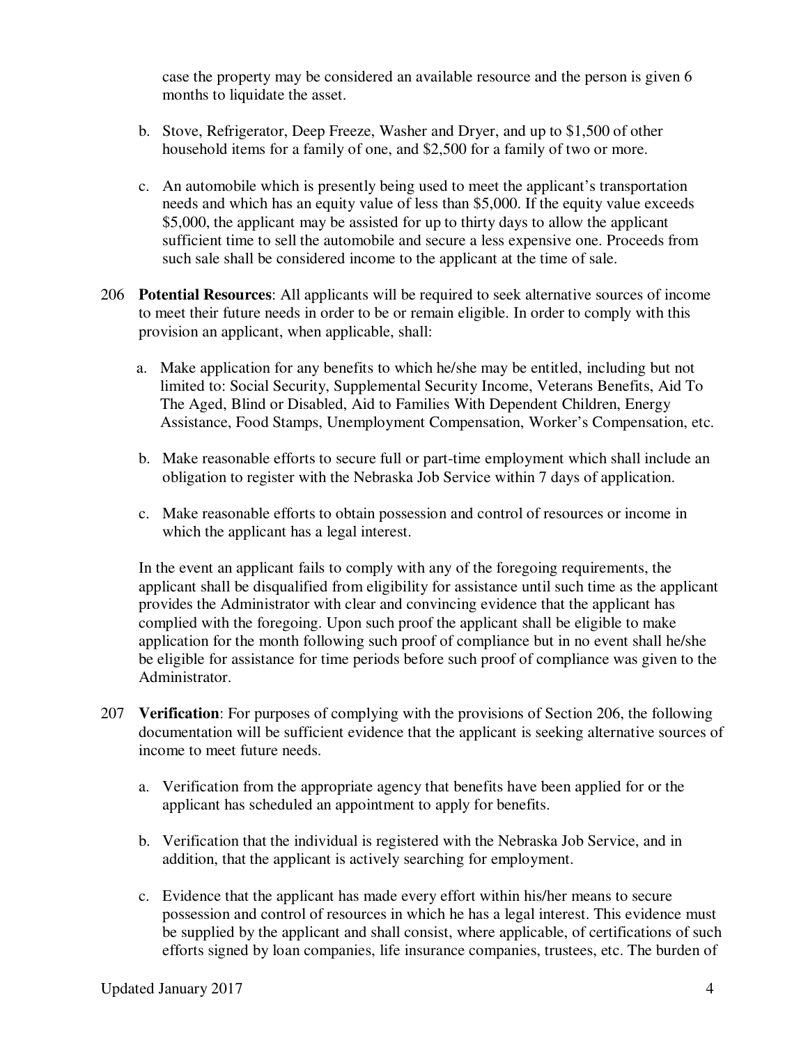case the property may be considered an available resource and the person is given 6 months to liquidate the asset.

b. Stove, Refrigerator, Deep Freeze, Washer and Dryer, and up to $1,500 of other household items for a family of one, and $2,500 for a family of two or more.

c. An automobile which is presently being used to meet the applicant's transportation needs and which has an equity value of less than $5,000. If the equity value exceeds $5,000, the applicant may be assisted for up to thirty days to allow the applicant sufficient time to sell the automobile and secure a less expensive one. Proceeds from such sale shall be considered income to the applicant at the time of sale.

206 **Potential Resources**: All applicants will be required to seek alternative sources of income to meet their future needs in order to be or remain eligible. In order to comply with this provision an applicant, when applicable, shall:

a. Make application for any benefits to which he/she may be entitled, including but not limited to: Social Security, Supplemental Security Income, Veterans Benefits, Aid To The Aged, Blind or Disabled, Aid to Families With Dependent Children, Energy Assistance, Food Stamps, Unemployment Compensation, Worker's Compensation, etc.

b. Make reasonable efforts to secure full or part-time employment which shall include an obligation to register with the Nebraska Job Service within 7 days of application.

c. Make reasonable efforts to obtain possession and control of resources or income in which the applicant has a legal interest.

In the event an applicant fails to comply with any of the foregoing requirements, the applicant shall be disqualified from eligibility for assistance until such time as the applicant provides the Administrator with clear and convincing evidence that the applicant has complied with the foregoing. Upon such proof the applicant shall be eligible to make application for the month following such proof of compliance but in no event shall he/she be eligible for assistance for time periods before such proof of compliance was given to the Administrator.

207 **Verification**: For purposes of complying with the provisions of Section 206, the following documentation will be sufficient evidence that the applicant is seeking alternative sources of income to meet future needs.

a. Verification from the appropriate agency that benefits have been applied for or the applicant has scheduled an appointment to apply for benefits.

b. Verification that the individual is registered with the Nebraska Job Service, and in addition, that the applicant is actively searching for employment.

c. Evidence that the applicant has made every effort within his/her means to secure possession and control of resources in which he has a legal interest. This evidence must be supplied by the applicant and shall consist, where applicable, of certifications of such efforts signed by loan companies, life insurance companies, trustees, etc. The burden of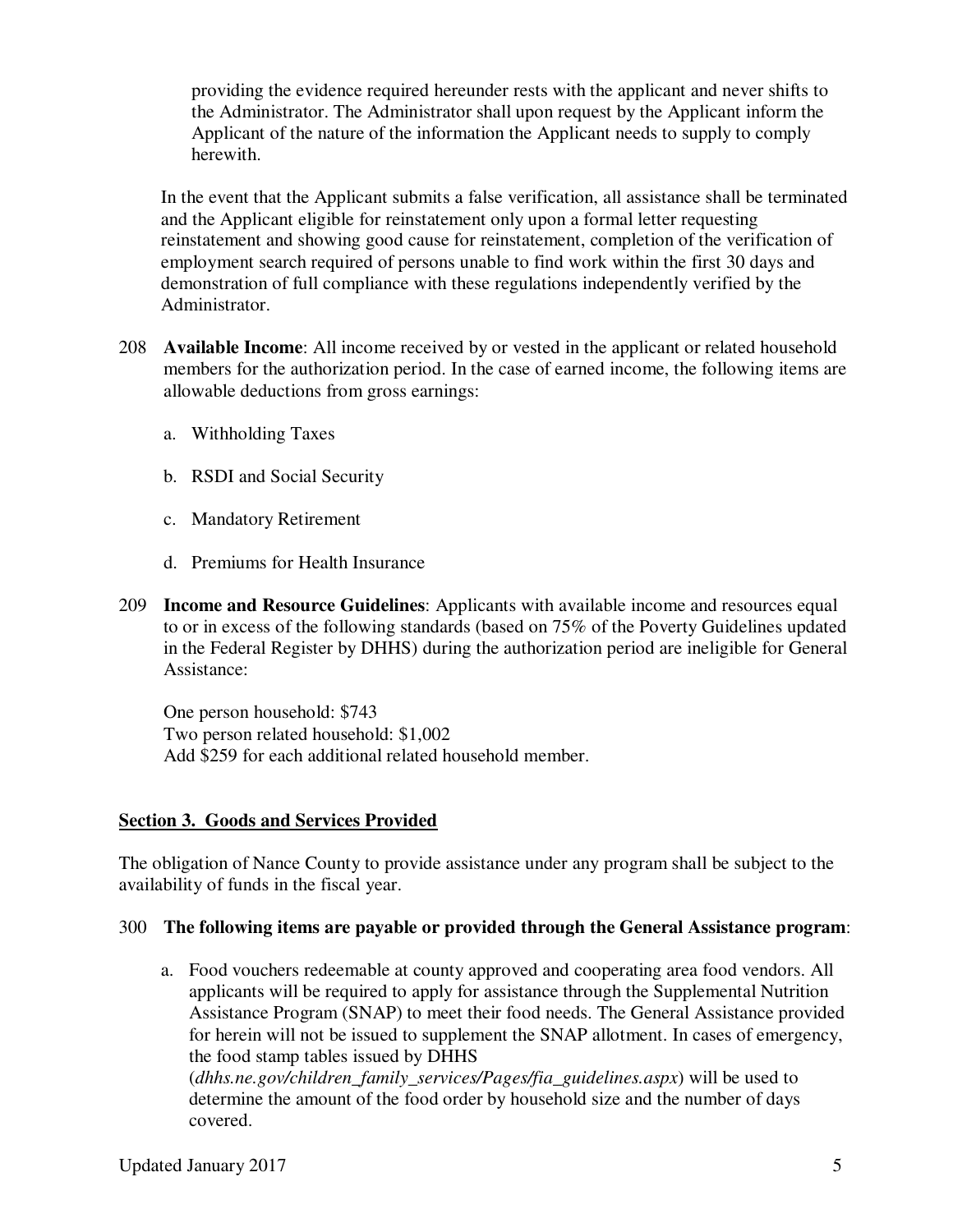providing the evidence required hereunder rests with the applicant and never shifts to the Administrator. The Administrator shall upon request by the Applicant inform the Applicant of the nature of the information the Applicant needs to supply to comply herewith.

In the event that the Applicant submits a false verification, all assistance shall be terminated and the Applicant eligible for reinstatement only upon a formal letter requesting reinstatement and showing good cause for reinstatement, completion of the verification of employment search required of persons unable to find work within the first 30 days and demonstration of full compliance with these regulations independently verified by the Administrator.

208 **Available Income**: All income received by or vested in the applicant or related household members for the authorization period. In the case of earned income, the following items are allowable deductions from gross earnings:

a. Withholding Taxes

b. RSDI and Social Security

c. Mandatory Retirement

d. Premiums for Health Insurance

209 **Income and Resource Guidelines**: Applicants with available income and resources equal to or in excess of the following standards (based on 75% of the Poverty Guidelines updated in the Federal Register by DHHS) during the authorization period are ineligible for General Assistance:

One person household: $743
Two person related household: $1,002
Add $259 for each additional related household member.

## Section 3. Goods and Services Provided

The obligation of Nance County to provide assistance under any program shall be subject to the availability of funds in the fiscal year.

300 **The following items are payable or provided through the General Assistance program**:

a. Food vouchers redeemable at county approved and cooperating area food vendors. All applicants will be required to apply for assistance through the Supplemental Nutrition Assistance Program (SNAP) to meet their food needs. The General Assistance provided for herein will not be issued to supplement the SNAP allotment. In cases of emergency, the food stamp tables issued by DHHS (*dhhs.ne.gov/children_family_services/Pages/fia_guidelines.aspx*) will be used to determine the amount of the food order by household size and the number of days covered.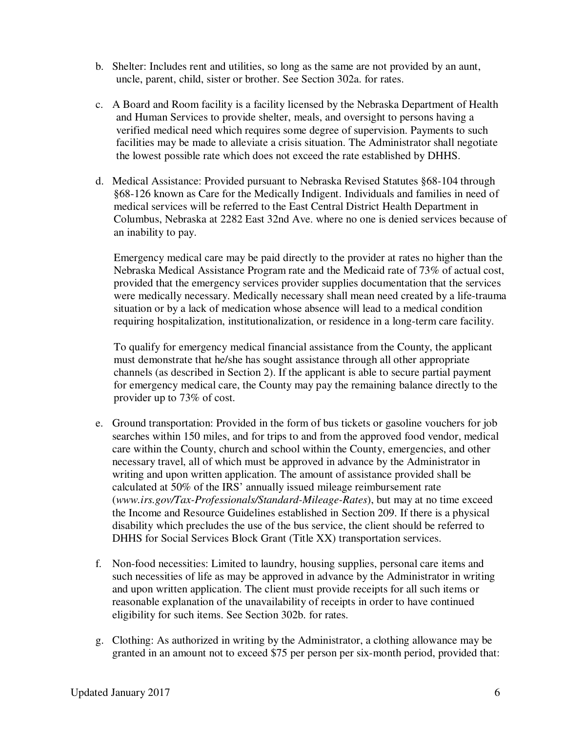b. Shelter: Includes rent and utilities, so long as the same are not provided by an aunt, uncle, parent, child, sister or brother. See Section 302a. for rates.

c. A Board and Room facility is a facility licensed by the Nebraska Department of Health and Human Services to provide shelter, meals, and oversight to persons having a verified medical need which requires some degree of supervision. Payments to such facilities may be made to alleviate a crisis situation. The Administrator shall negotiate the lowest possible rate which does not exceed the rate established by DHHS.

d. Medical Assistance: Provided pursuant to Nebraska Revised Statutes §68-104 through §68-126 known as Care for the Medically Indigent. Individuals and families in need of medical services will be referred to the East Central District Health Department in Columbus, Nebraska at 2282 East 32nd Ave. where no one is denied services because of an inability to pay.

   Emergency medical care may be paid directly to the provider at rates no higher than the Nebraska Medical Assistance Program rate and the Medicaid rate of 73% of actual cost, provided that the emergency services provider supplies documentation that the services were medically necessary. Medically necessary shall mean need created by a life-trauma situation or by a lack of medication whose absence will lead to a medical condition requiring hospitalization, institutionalization, or residence in a long-term care facility.

   To qualify for emergency medical financial assistance from the County, the applicant must demonstrate that he/she has sought assistance through all other appropriate channels (as described in Section 2). If the applicant is able to secure partial payment for emergency medical care, the County may pay the remaining balance directly to the provider up to 73% of cost.

e. Ground transportation: Provided in the form of bus tickets or gasoline vouchers for job searches within 150 miles, and for trips to and from the approved food vendor, medical care within the County, church and school within the County, emergencies, and other necessary travel, all of which must be approved in advance by the Administrator in writing and upon written application. The amount of assistance provided shall be calculated at 50% of the IRS' annually issued mileage reimbursement rate (*www.irs.gov/Tax-Professionals/Standard-Mileage-Rates*), but may at no time exceed the Income and Resource Guidelines established in Section 209. If there is a physical disability which precludes the use of the bus service, the client should be referred to DHHS for Social Services Block Grant (Title XX) transportation services.

f. Non-food necessities: Limited to laundry, housing supplies, personal care items and such necessities of life as may be approved in advance by the Administrator in writing and upon written application. The client must provide receipts for all such items or reasonable explanation of the unavailability of receipts in order to have continued eligibility for such items. See Section 302b. for rates.

g. Clothing: As authorized in writing by the Administrator, a clothing allowance may be granted in an amount not to exceed $75 per person per six-month period, provided that: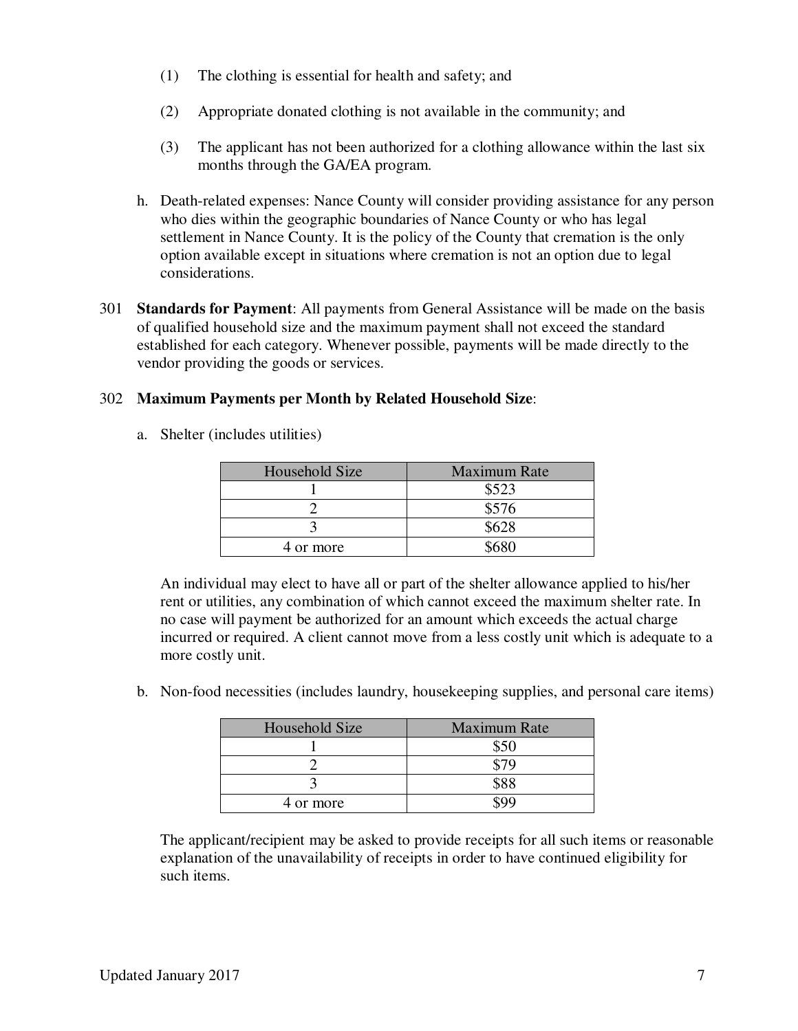(1) The clothing is essential for health and safety; and

(2) Appropriate donated clothing is not available in the community; and

(3) The applicant has not been authorized for a clothing allowance within the last six months through the GA/EA program.

h. Death-related expenses: Nance County will consider providing assistance for any person who dies within the geographic boundaries of Nance County or who has legal settlement in Nance County. It is the policy of the County that cremation is the only option available except in situations where cremation is not an option due to legal considerations.

301 **Standards for Payment**: All payments from General Assistance will be made on the basis of qualified household size and the maximum payment shall not exceed the standard established for each category. Whenever possible, payments will be made directly to the vendor providing the goods or services.

302 **Maximum Payments per Month by Related Household Size**:

a. Shelter (includes utilities)

| Household Size | Maximum Rate |
|---|---|
| 1 | $523 |
| 2 | $576 |
| 3 | $628 |
| 4 or more | $680 |

An individual may elect to have all or part of the shelter allowance applied to his/her rent or utilities, any combination of which cannot exceed the maximum shelter rate. In no case will payment be authorized for an amount which exceeds the actual charge incurred or required. A client cannot move from a less costly unit which is adequate to a more costly unit.

b. Non-food necessities (includes laundry, housekeeping supplies, and personal care items)

| Household Size | Maximum Rate |
|---|---|
| 1 | $50 |
| 2 | $79 |
| 3 | $88 |
| 4 or more | $99 |

The applicant/recipient may be asked to provide receipts for all such items or reasonable explanation of the unavailability of receipts in order to have continued eligibility for such items.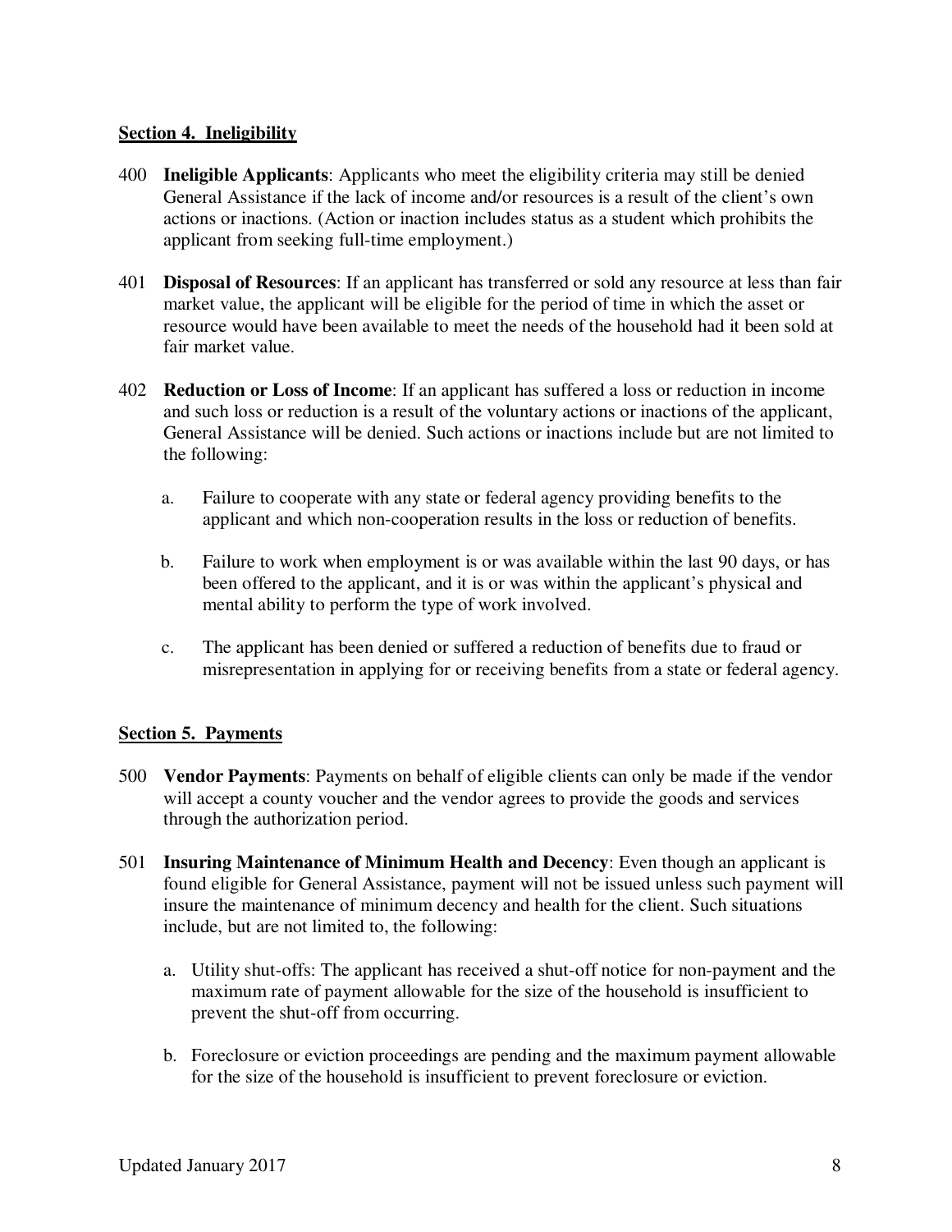**Section 4. Ineligibility**

400 **Ineligible Applicants**: Applicants who meet the eligibility criteria may still be denied General Assistance if the lack of income and/or resources is a result of the client's own actions or inactions. (Action or inaction includes status as a student which prohibits the applicant from seeking full-time employment.)

401 **Disposal of Resources**: If an applicant has transferred or sold any resource at less than fair market value, the applicant will be eligible for the period of time in which the asset or resource would have been available to meet the needs of the household had it been sold at fair market value.

402 **Reduction or Loss of Income**: If an applicant has suffered a loss or reduction in income and such loss or reduction is a result of the voluntary actions or inactions of the applicant, General Assistance will be denied. Such actions or inactions include but are not limited to the following:

a. Failure to cooperate with any state or federal agency providing benefits to the applicant and which non-cooperation results in the loss or reduction of benefits.

b. Failure to work when employment is or was available within the last 90 days, or has been offered to the applicant, and it is or was within the applicant's physical and mental ability to perform the type of work involved.

c. The applicant has been denied or suffered a reduction of benefits due to fraud or misrepresentation in applying for or receiving benefits from a state or federal agency.

**Section 5. Payments**

500 **Vendor Payments**: Payments on behalf of eligible clients can only be made if the vendor will accept a county voucher and the vendor agrees to provide the goods and services through the authorization period.

501 **Insuring Maintenance of Minimum Health and Decency**: Even though an applicant is found eligible for General Assistance, payment will not be issued unless such payment will insure the maintenance of minimum decency and health for the client. Such situations include, but are not limited to, the following:

a. Utility shut-offs: The applicant has received a shut-off notice for non-payment and the maximum rate of payment allowable for the size of the household is insufficient to prevent the shut-off from occurring.

b. Foreclosure or eviction proceedings are pending and the maximum payment allowable for the size of the household is insufficient to prevent foreclosure or eviction.

Updated January 2017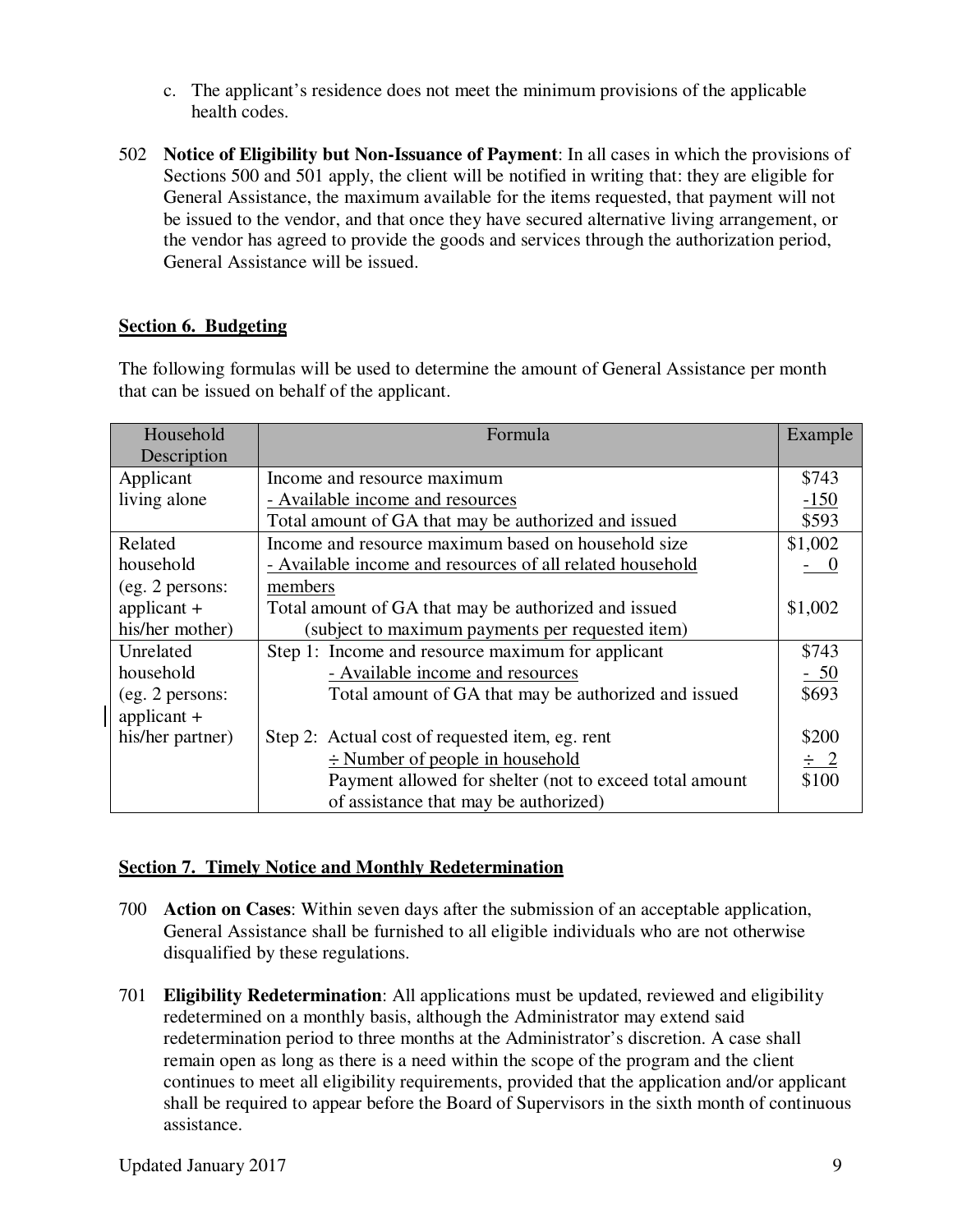c. The applicant's residence does not meet the minimum provisions of the applicable health codes.

502 **Notice of Eligibility but Non-Issuance of Payment**: In all cases in which the provisions of Sections 500 and 501 apply, the client will be notified in writing that: they are eligible for General Assistance, the maximum available for the items requested, that payment will not be issued to the vendor, and that once they have secured alternative living arrangement, or the vendor has agreed to provide the goods and services through the authorization period, General Assistance will be issued.

## Section 6. Budgeting

The following formulas will be used to determine the amount of General Assistance per month that can be issued on behalf of the applicant.

| Household Description | Formula | Example |
|---|---|---|
| Applicant living alone | Income and resource maximum<br>- Available income and resources<br>Total amount of GA that may be authorized and issued | $743<br>-150<br>$593 |
| Related household (eg. 2 persons: applicant + his/her mother) | Income and resource maximum based on household size<br>- Available income and resources of all related household members<br>Total amount of GA that may be authorized and issued (subject to maximum payments per requested item) | $1,002<br>- 0<br><br>$1,002 |
| Unrelated household (eg. 2 persons: applicant + his/her partner) | Step 1: Income and resource maximum for applicant<br>- Available income and resources<br>Total amount of GA that may be authorized and issued<br><br>Step 2: Actual cost of requested item, eg. rent<br>÷ Number of people in household<br>Payment allowed for shelter (not to exceed total amount of assistance that may be authorized) | $743<br>- 50<br>$693<br><br>$200<br>÷ 2<br>$100 |

## Section 7. Timely Notice and Monthly Redetermination

700 **Action on Cases**: Within seven days after the submission of an acceptable application, General Assistance shall be furnished to all eligible individuals who are not otherwise disqualified by these regulations.

701 **Eligibility Redetermination**: All applications must be updated, reviewed and eligibility redetermined on a monthly basis, although the Administrator may extend said redetermination period to three months at the Administrator's discretion. A case shall remain open as long as there is a need within the scope of the program and the client continues to meet all eligibility requirements, provided that the application and/or applicant shall be required to appear before the Board of Supervisors in the sixth month of continuous assistance.

Updated January 2017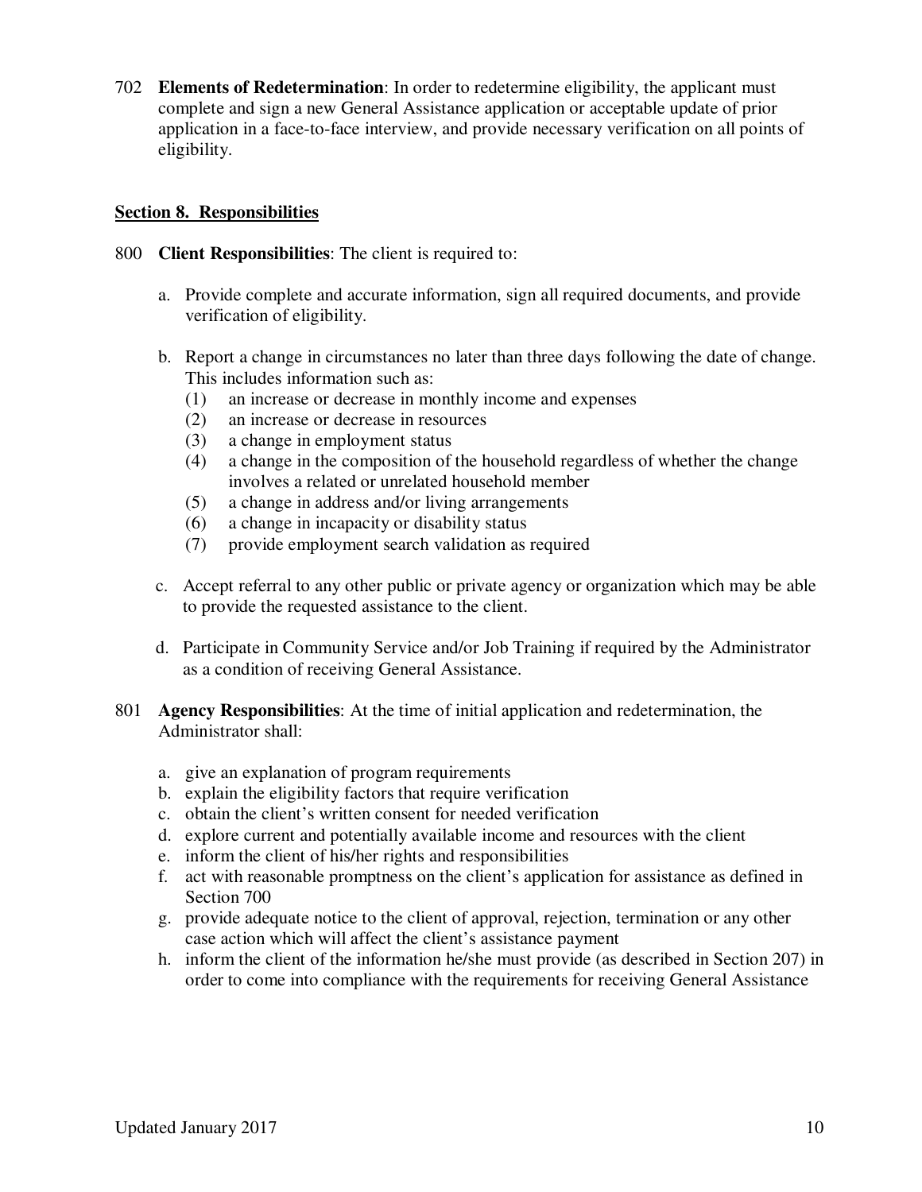702 **Elements of Redetermination**: In order to redetermine eligibility, the applicant must complete and sign a new General Assistance application or acceptable update of prior application in a face-to-face interview, and provide necessary verification on all points of eligibility.

## Section 8. Responsibilities

800 **Client Responsibilities**: The client is required to:

a. Provide complete and accurate information, sign all required documents, and provide verification of eligibility.

b. Report a change in circumstances no later than three days following the date of change. This includes information such as:
   (1) an increase or decrease in monthly income and expenses
   (2) an increase or decrease in resources
   (3) a change in employment status
   (4) a change in the composition of the household regardless of whether the change involves a related or unrelated household member
   (5) a change in address and/or living arrangements
   (6) a change in incapacity or disability status
   (7) provide employment search validation as required

c. Accept referral to any other public or private agency or organization which may be able to provide the requested assistance to the client.

d. Participate in Community Service and/or Job Training if required by the Administrator as a condition of receiving General Assistance.

801 **Agency Responsibilities**: At the time of initial application and redetermination, the Administrator shall:

a. give an explanation of program requirements
b. explain the eligibility factors that require verification
c. obtain the client's written consent for needed verification
d. explore current and potentially available income and resources with the client
e. inform the client of his/her rights and responsibilities
f. act with reasonable promptness on the client's application for assistance as defined in Section 700
g. provide adequate notice to the client of approval, rejection, termination or any other case action which will affect the client's assistance payment
h. inform the client of the information he/she must provide (as described in Section 207) in order to come into compliance with the requirements for receiving General Assistance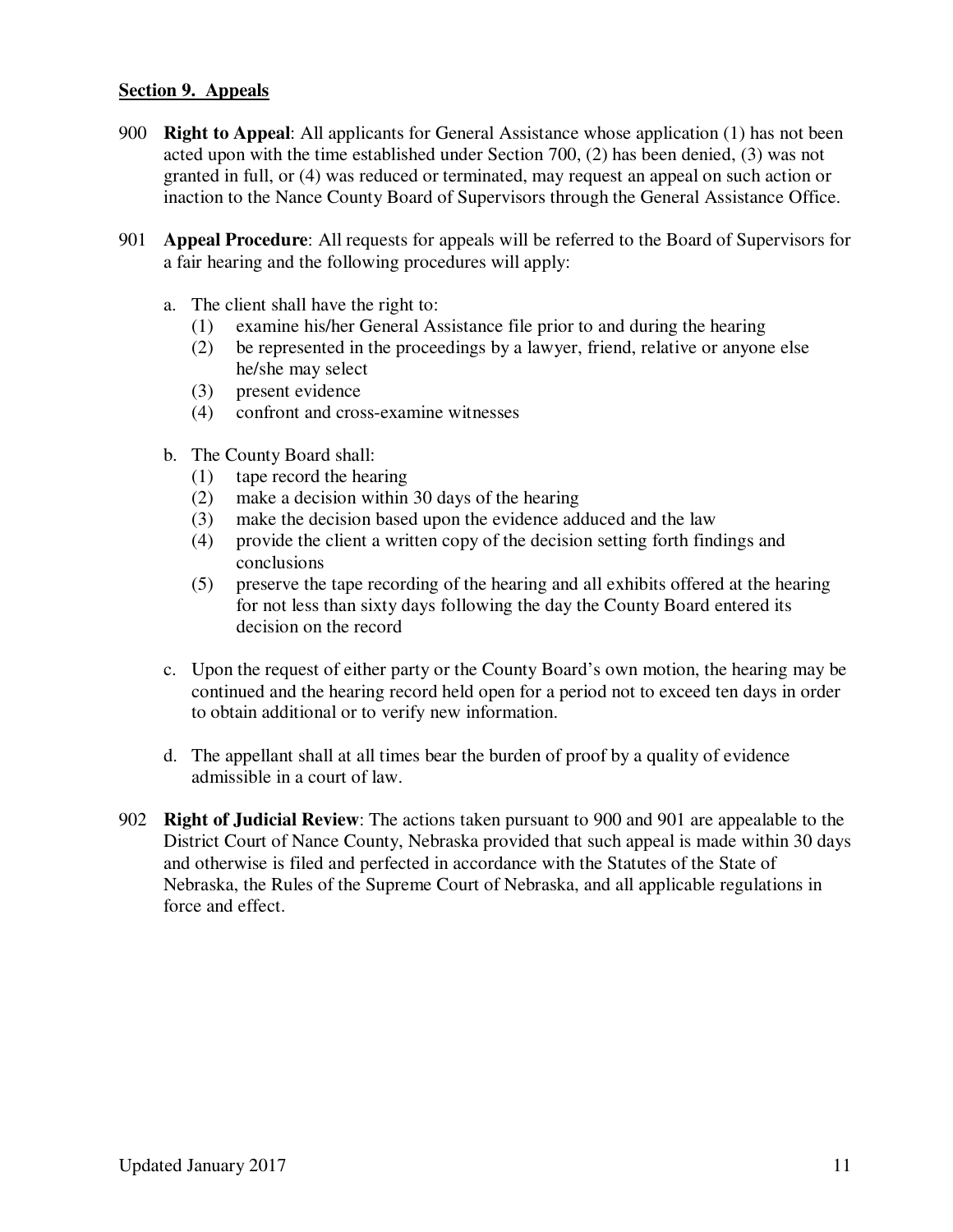## Section 9. Appeals

900 **Right to Appeal**: All applicants for General Assistance whose application (1) has not been acted upon with the time established under Section 700, (2) has been denied, (3) was not granted in full, or (4) was reduced or terminated, may request an appeal on such action or inaction to the Nance County Board of Supervisors through the General Assistance Office.

901 **Appeal Procedure**: All requests for appeals will be referred to the Board of Supervisors for a fair hearing and the following procedures will apply:

a. The client shall have the right to:
   (1) examine his/her General Assistance file prior to and during the hearing
   (2) be represented in the proceedings by a lawyer, friend, relative or anyone else he/she may select
   (3) present evidence
   (4) confront and cross-examine witnesses

b. The County Board shall:
   (1) tape record the hearing
   (2) make a decision within 30 days of the hearing
   (3) make the decision based upon the evidence adduced and the law
   (4) provide the client a written copy of the decision setting forth findings and conclusions
   (5) preserve the tape recording of the hearing and all exhibits offered at the hearing for not less than sixty days following the day the County Board entered its decision on the record

c. Upon the request of either party or the County Board's own motion, the hearing may be continued and the hearing record held open for a period not to exceed ten days in order to obtain additional or to verify new information.

d. The appellant shall at all times bear the burden of proof by a quality of evidence admissible in a court of law.

902 **Right of Judicial Review**: The actions taken pursuant to 900 and 901 are appealable to the District Court of Nance County, Nebraska provided that such appeal is made within 30 days and otherwise is filed and perfected in accordance with the Statutes of the State of Nebraska, the Rules of the Supreme Court of Nebraska, and all applicable regulations in force and effect.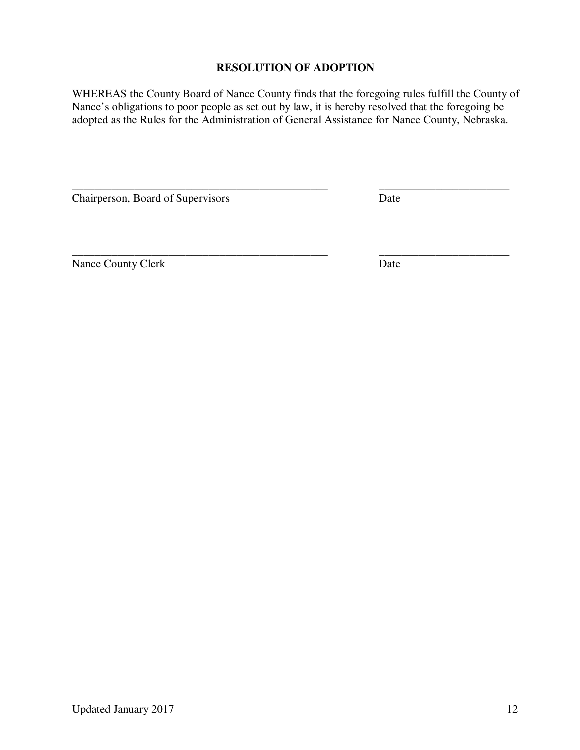## RESOLUTION OF ADOPTION

WHEREAS the County Board of Nance County finds that the foregoing rules fulfill the County of Nance's obligations to poor people as set out by law, it is hereby resolved that the foregoing be adopted as the Rules for the Administration of General Assistance for Nance County, Nebraska.

_______________________________________________ _______________________

Chairperson, Board of Supervisors Date

_______________________________________________ _______________________

Nance County Clerk Date

Updated January 2017